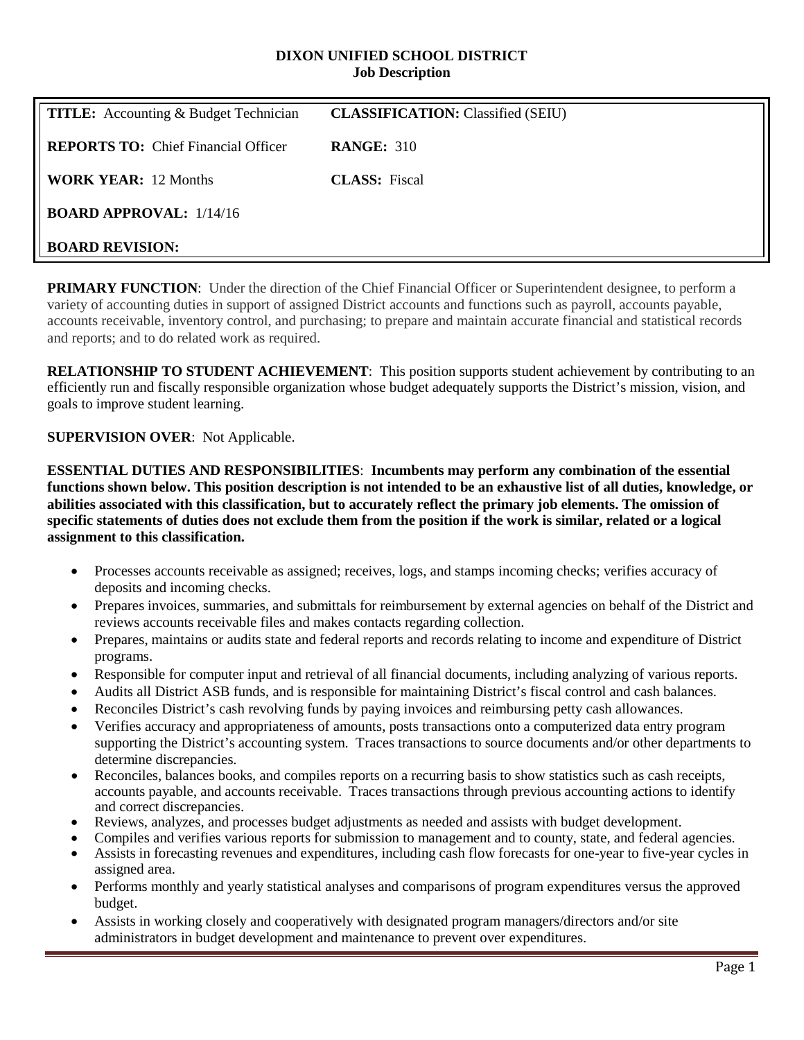# DIXON UNIFIED SCHOOL DISTRICT

## Job Description

| **TITLE:** Accounting & Budget Technician | **CLASSIFICATION:** Classified (SEIU) |
|---|---|
| **REPORTS TO:** Chief Financial Officer | **RANGE:** 310 |
| **WORK YEAR:** 12 Months | **CLASS:** Fiscal |
| **BOARD APPROVAL:** 1/14/16 | |
| **BOARD REVISION:** | |

**PRIMARY FUNCTION**: Under the direction of the Chief Financial Officer or Superintendent designee, to perform a variety of accounting duties in support of assigned District accounts and functions such as payroll, accounts payable, accounts receivable, inventory control, and purchasing; to prepare and maintain accurate financial and statistical records and reports; and to do related work as required.

**RELATIONSHIP TO STUDENT ACHIEVEMENT**: This position supports student achievement by contributing to an efficiently run and fiscally responsible organization whose budget adequately supports the District's mission, vision, and goals to improve student learning.

**SUPERVISION OVER**: Not Applicable.

**ESSENTIAL DUTIES AND RESPONSIBILITIES**: **Incumbents may perform any combination of the essential functions shown below. This position description is not intended to be an exhaustive list of all duties, knowledge, or abilities associated with this classification, but to accurately reflect the primary job elements. The omission of specific statements of duties does not exclude them from the position if the work is similar, related or a logical assignment to this classification.**

- Processes accounts receivable as assigned; receives, logs, and stamps incoming checks; verifies accuracy of deposits and incoming checks.
- Prepares invoices, summaries, and submittals for reimbursement by external agencies on behalf of the District and reviews accounts receivable files and makes contacts regarding collection.
- Prepares, maintains or audits state and federal reports and records relating to income and expenditure of District programs.
- Responsible for computer input and retrieval of all financial documents, including analyzing of various reports.
- Audits all District ASB funds, and is responsible for maintaining District's fiscal control and cash balances.
- Reconciles District's cash revolving funds by paying invoices and reimbursing petty cash allowances.
- Verifies accuracy and appropriateness of amounts, posts transactions onto a computerized data entry program supporting the District's accounting system. Traces transactions to source documents and/or other departments to determine discrepancies.
- Reconciles, balances books, and compiles reports on a recurring basis to show statistics such as cash receipts, accounts payable, and accounts receivable. Traces transactions through previous accounting actions to identify and correct discrepancies.
- Reviews, analyzes, and processes budget adjustments as needed and assists with budget development.
- Compiles and verifies various reports for submission to management and to county, state, and federal agencies.
- Assists in forecasting revenues and expenditures, including cash flow forecasts for one-year to five-year cycles in assigned area.
- Performs monthly and yearly statistical analyses and comparisons of program expenditures versus the approved budget.
- Assists in working closely and cooperatively with designated program managers/directors and/or site administrators in budget development and maintenance to prevent over expenditures.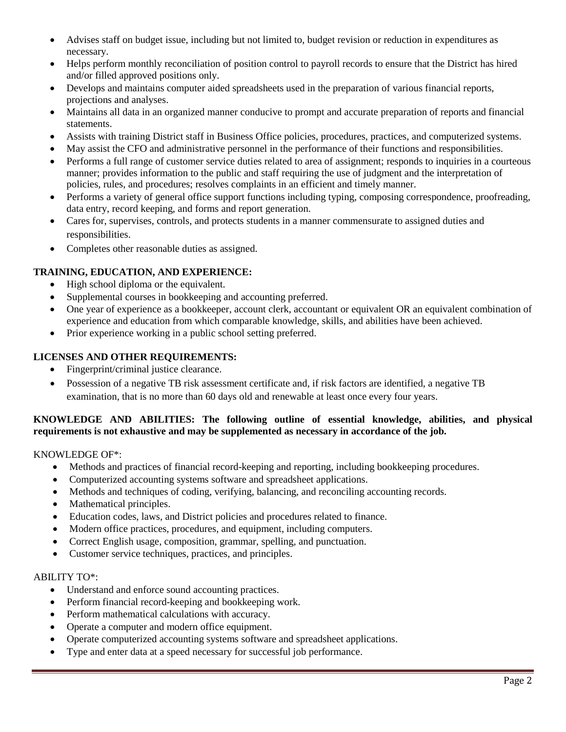- Advises staff on budget issue, including but not limited to, budget revision or reduction in expenditures as necessary.
- Helps perform monthly reconciliation of position control to payroll records to ensure that the District has hired and/or filled approved positions only.
- Develops and maintains computer aided spreadsheets used in the preparation of various financial reports, projections and analyses.
- Maintains all data in an organized manner conducive to prompt and accurate preparation of reports and financial statements.
- Assists with training District staff in Business Office policies, procedures, practices, and computerized systems.
- May assist the CFO and administrative personnel in the performance of their functions and responsibilities.
- Performs a full range of customer service duties related to area of assignment; responds to inquiries in a courteous manner; provides information to the public and staff requiring the use of judgment and the interpretation of policies, rules, and procedures; resolves complaints in an efficient and timely manner.
- Performs a variety of general office support functions including typing, composing correspondence, proofreading, data entry, record keeping, and forms and report generation.
- Cares for, supervises, controls, and protects students in a manner commensurate to assigned duties and responsibilities.
- Completes other reasonable duties as assigned.

**TRAINING, EDUCATION, AND EXPERIENCE:**

- High school diploma or the equivalent.
- Supplemental courses in bookkeeping and accounting preferred.
- One year of experience as a bookkeeper, account clerk, accountant or equivalent OR an equivalent combination of experience and education from which comparable knowledge, skills, and abilities have been achieved.
- Prior experience working in a public school setting preferred.

**LICENSES AND OTHER REQUIREMENTS:**

- Fingerprint/criminal justice clearance.
- Possession of a negative TB risk assessment certificate and, if risk factors are identified, a negative TB examination, that is no more than 60 days old and renewable at least once every four years.

**KNOWLEDGE AND ABILITIES: The following outline of essential knowledge, abilities, and physical requirements is not exhaustive and may be supplemented as necessary in accordance of the job.**

KNOWLEDGE OF*:

- Methods and practices of financial record-keeping and reporting, including bookkeeping procedures.
- Computerized accounting systems software and spreadsheet applications.
- Methods and techniques of coding, verifying, balancing, and reconciling accounting records.
- Mathematical principles.
- Education codes, laws, and District policies and procedures related to finance.
- Modern office practices, procedures, and equipment, including computers.
- Correct English usage, composition, grammar, spelling, and punctuation.
- Customer service techniques, practices, and principles.

ABILITY TO*:

- Understand and enforce sound accounting practices.
- Perform financial record-keeping and bookkeeping work.
- Perform mathematical calculations with accuracy.
- Operate a computer and modern office equipment.
- Operate computerized accounting systems software and spreadsheet applications.
- Type and enter data at a speed necessary for successful job performance.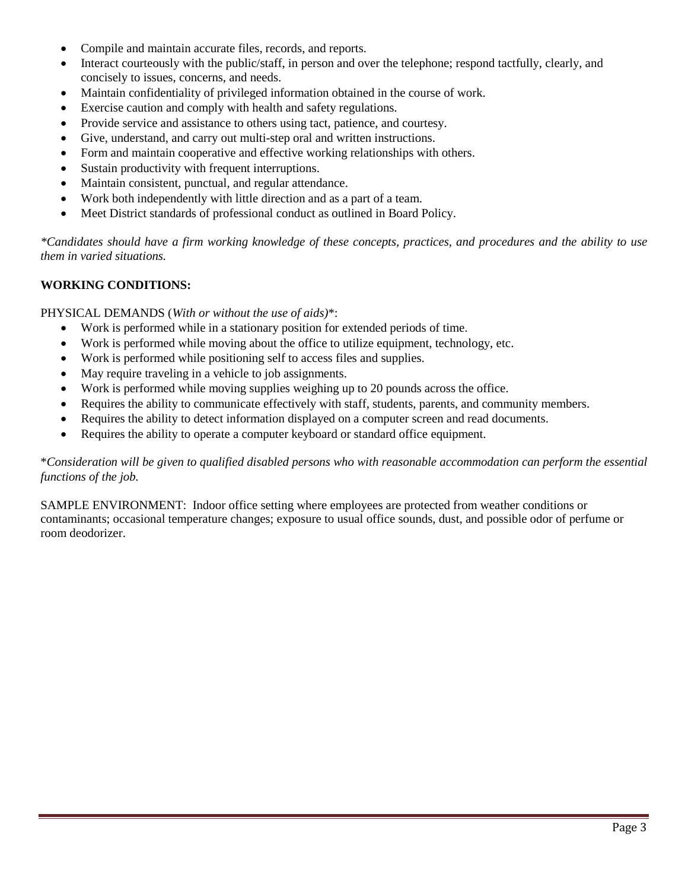- Compile and maintain accurate files, records, and reports.
- Interact courteously with the public/staff, in person and over the telephone; respond tactfully, clearly, and concisely to issues, concerns, and needs.
- Maintain confidentiality of privileged information obtained in the course of work.
- Exercise caution and comply with health and safety regulations.
- Provide service and assistance to others using tact, patience, and courtesy.
- Give, understand, and carry out multi-step oral and written instructions.
- Form and maintain cooperative and effective working relationships with others.
- Sustain productivity with frequent interruptions.
- Maintain consistent, punctual, and regular attendance.
- Work both independently with little direction and as a part of a team.
- Meet District standards of professional conduct as outlined in Board Policy.

*\*Candidates should have a firm working knowledge of these concepts, practices, and procedures and the ability to use them in varied situations.*

**WORKING CONDITIONS:**

PHYSICAL DEMANDS (*With or without the use of aids)*\*:

- Work is performed while in a stationary position for extended periods of time.
- Work is performed while moving about the office to utilize equipment, technology, etc.
- Work is performed while positioning self to access files and supplies.
- May require traveling in a vehicle to job assignments.
- Work is performed while moving supplies weighing up to 20 pounds across the office.
- Requires the ability to communicate effectively with staff, students, parents, and community members.
- Requires the ability to detect information displayed on a computer screen and read documents.
- Requires the ability to operate a computer keyboard or standard office equipment.

\**Consideration will be given to qualified disabled persons who with reasonable accommodation can perform the essential functions of the job.*

SAMPLE ENVIRONMENT: Indoor office setting where employees are protected from weather conditions or contaminants; occasional temperature changes; exposure to usual office sounds, dust, and possible odor of perfume or room deodorizer.